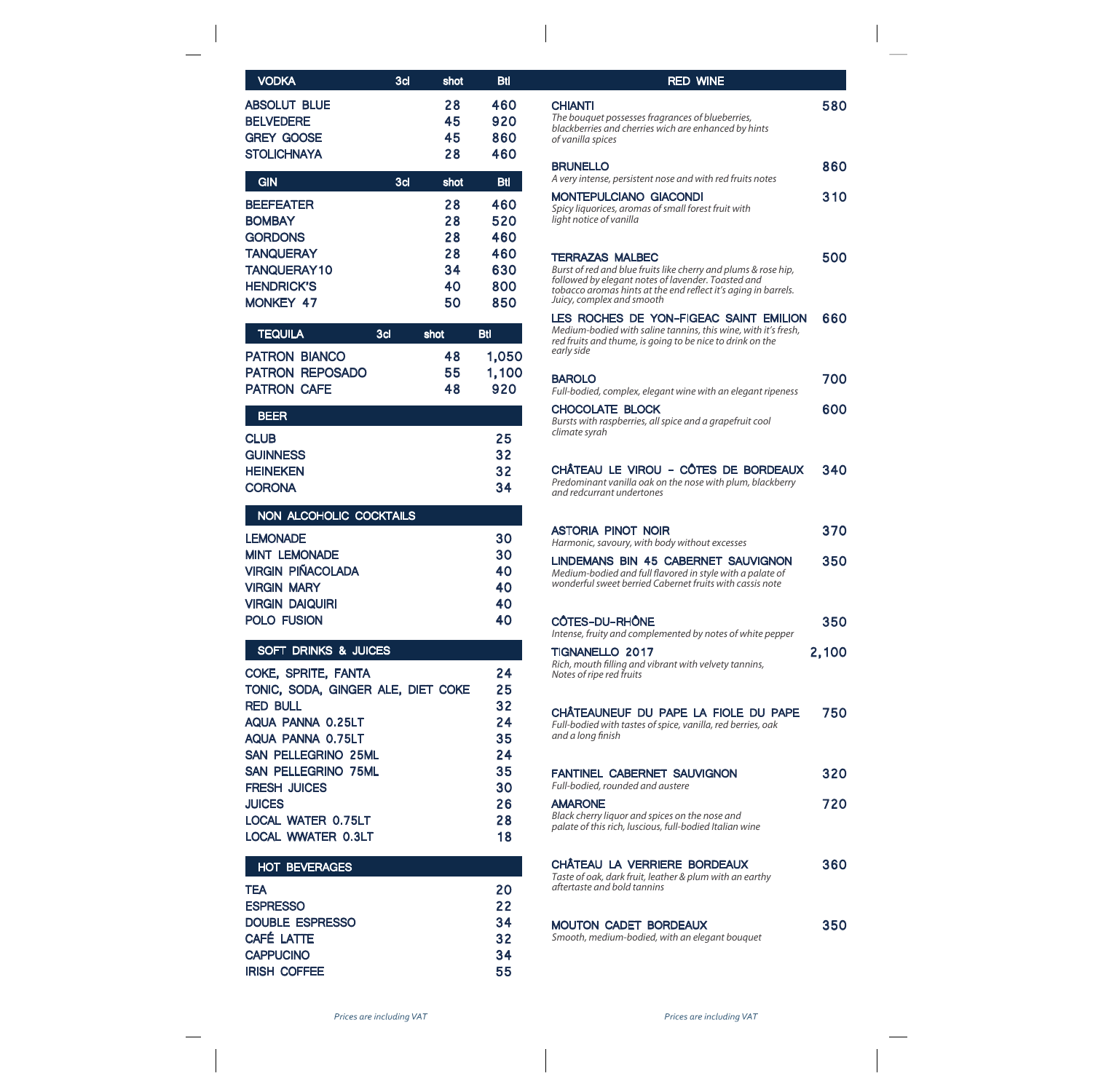| VODKA | 3cl | shot | Btl |
|---|---|---|---|
| ABSOLUT BLUE | | 28 | 460 |
| BELVEDERE | | 45 | 920 |
| GREY GOOSE | | 45 | 860 |
| STOLICHNAYA | | 28 | 460 |

| GIN | 3cl | shot | Btl |
|---|---|---|---|
| BEEFEATER | | 28 | 460 |
| BOMBAY | | 28 | 520 |
| GORDONS | | 28 | 460 |
| TANQUERAY | | 28 | 460 |
| TANQUERAY10 | | 34 | 630 |
| HENDRICK'S | | 40 | 800 |
| MONKEY 47 | | 50 | 850 |

| TEQUILA | 3cl | shot | Btl |
|---|---|---|---|
| PATRON BIANCO | | 48 | 1,050 |
| PATRON REPOSADO | | 55 | 1,100 |
| PATRON CAFE | | 48 | 920 |

| BEER | |
|---|---|
| CLUB | 25 |
| GUINNESS | 32 |
| HEINEKEN | 32 |
| CORONA | 34 |

| NON ALCOHOLIC COCKTAILS | |
|---|---|
| LEMONADE | 30 |
| MINT LEMONADE | 30 |
| VIRGIN PIÑACOLADA | 40 |
| VIRGIN MARY | 40 |
| VIRGIN DAIQUIRI | 40 |
| POLO FUSION | 40 |

| SOFT DRINKS & JUICES | |
|---|---|
| COKE, SPRITE, FANTA | 24 |
| TONIC, SODA, GINGER ALE, DIET COKE | 25 |
| RED BULL | 32 |
| AQUA PANNA 0.25LT | 24 |
| AQUA PANNA 0.75LT | 35 |
| SAN PELLEGRINO 25ML | 24 |
| SAN PELLEGRINO 75ML | 35 |
| FRESH JUICES | 30 |
| JUICES | 26 |
| LOCAL WATER 0.75LT | 28 |
| LOCAL WWATER 0.3LT | 18 |

| HOT BEVERAGES | |
|---|---|
| TEA | 20 |
| ESPRESSO | 22 |
| DOUBLE ESPRESSO | 34 |
| CAFÉ LATTE | 32 |
| CAPPUCINO | 34 |
| IRISH COFFEE | 55 |

*Prices are including VAT*

## RED WINE

**CHIANTI** — 580
*The bouquet possesses fragrances of blueberries, blackberries and cherries wich are enhanced by hints of vanilla spices*

**BRUNELLO** — 860
*A very intense, persistent nose and with red fruits notes*

**MONTEPULCIANO GIACONDI** — 310
*Spicy liquorices, aromas of small forest fruit with light notice of vanilla*

**TERRAZAS MALBEC** — 500
*Burst of red and blue fruits like cherry and plums & rose hip, followed by elegant notes of lavender. Toasted and tobacco aromas hints at the end reflect it's aging in barrels. Juicy, complex and smooth*

**LES ROCHES DE YON-FIGEAC SAINT EMILION** — 660
*Medium-bodied with saline tannins, this wine, with it's fresh, red fruits and thume, is going to be nice to drink on the early side*

**BAROLO** — 700
*Full-bodied, complex, elegant wine with an elegant ripeness*

**CHOCOLATE BLOCK** — 600
*Bursts with raspberries, all spice and a grapefruit cool climate syrah*

**CHÂTEAU LE VIROU - CÔTES DE BORDEAUX** — 340
*Predominant vanilla oak on the nose with plum, blackberry and redcurrant undertones*

**ASTORIA PINOT NOIR** — 370
*Harmonic, savoury, with body without excesses*

**LINDEMANS BIN 45 CABERNET SAUVIGNON** — 350
*Medium-bodied and full flavored in style with a palate of wonderful sweet berried Cabernet fruits with cassis note*

**CÔTES-DU-RHÔNE** — 350
*Intense, fruity and complemented by notes of white pepper*

**TIGNANELLO 2017** — 2,100
*Rich, mouth filling and vibrant with velvety tannins, Notes of ripe red fruits*

**CHÂTEAUNEUF DU PAPE LA FIOLE DU PAPE** — 750
*Full-bodied with tastes of spice, vanilla, red berries, oak and a long finish*

**FANTINEL CABERNET SAUVIGNON** — 320
*Full-bodied, rounded and austere*

**AMARONE** — 720
*Black cherry liquor and spices on the nose and palate of this rich, luscious, full-bodied Italian wine*

**CHÂTEAU LA VERRIERE BORDEAUX** — 360
*Taste of oak, dark fruit, leather & plum with an earthy aftertaste and bold tannins*

**MOUTON CADET BORDEAUX** — 350
*Smooth, medium-bodied, with an elegant bouquet*

*Prices are including VAT*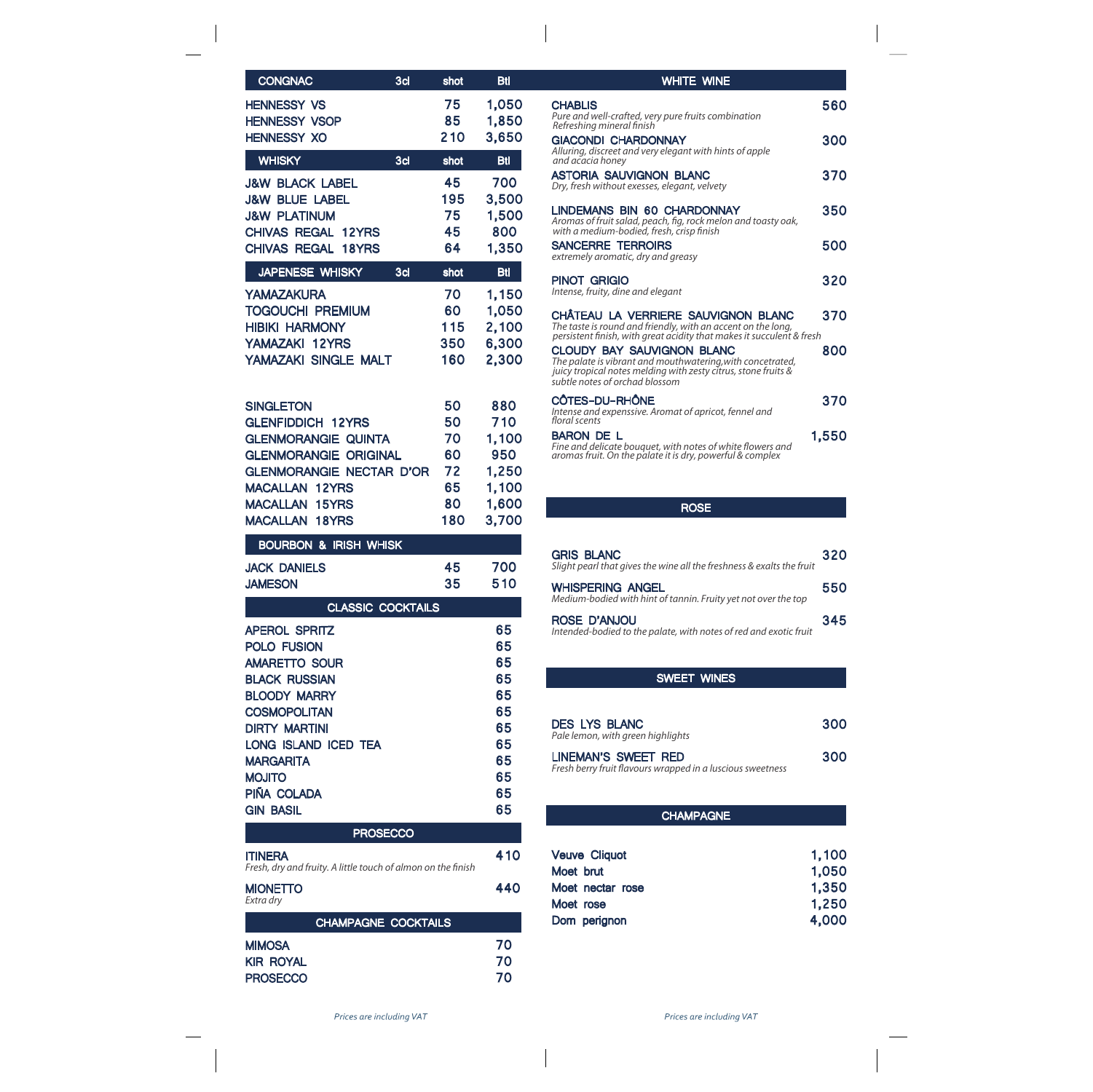| CONGNAC | 3cl shot | Btl |
|---|---|---|
| HENNESSY VS | 75 | 1,050 |
| HENNESSY VSOP | 85 | 1,850 |
| HENNESSY XO | 210 | 3,650 |

| WHISKY | 3cl shot | Btl |
|---|---|---|
| J&W BLACK LABEL | 45 | 700 |
| J&W BLUE LABEL | 195 | 3,500 |
| J&W PLATINUM | 75 | 1,500 |
| CHIVAS REGAL 12YRS | 45 | 800 |
| CHIVAS REGAL 18YRS | 64 | 1,350 |

| JAPENESE WHISKY | 3cl shot | Btl |
|---|---|---|
| YAMAZAKURA | 70 | 1,150 |
| TOGOUCHI PREMIUM | 60 | 1,050 |
| HIBIKI HARMONY | 115 | 2,100 |
| YAMAZAKI 12YRS | 350 | 6,300 |
| YAMAZAKI SINGLE MALT | 160 | 2,300 |
| SINGLETON | 50 | 880 |
| GLENFIDDICH 12YRS | 50 | 710 |
| GLENMORANGIE QUINTA | 70 | 1,100 |
| GLENMORANGIE ORIGINAL | 60 | 950 |
| GLENMORANGIE NECTAR D'OR | 72 | 1,250 |
| MACALLAN 12YRS | 65 | 1,100 |
| MACALLAN 15YRS | 80 | 1,600 |
| MACALLAN 18YRS | 180 | 3,700 |

| BOURBON & IRISH WHISK | | |
|---|---|---|
| JACK DANIELS | 45 | 700 |
| JAMESON | 35 | 510 |

## CLASSIC COCKTAILS

| | |
|---|---|
| APEROL SPRITZ | 65 |
| POLO FUSION | 65 |
| AMARETTO SOUR | 65 |
| BLACK RUSSIAN | 65 |
| BLOODY MARRY | 65 |
| COSMOPOLITAN | 65 |
| DIRTY MARTINI | 65 |
| LONG ISLAND ICED TEA | 65 |
| MARGARITA | 65 |
| MOJITO | 65 |
| PIÑA COLADA | 65 |
| GIN BASIL | 65 |

## PROSECCO

**ITINERA** — 410
*Fresh, dry and fruity. A little touch of almon on the finish*

**MIONETTO** — 440
*Extra dry*

## CHAMPAGNE COCKTAILS

| | |
|---|---|
| MIMOSA | 70 |
| KIR ROYAL | 70 |
| PROSECCO | 70 |

*Prices are including VAT*

## WHITE WINE

**CHABLIS** — 560
*Pure and well-crafted, very pure fruits combination Refreshing mineral finish*

**GIACONDI CHARDONNAY** — 300
*Alluring, discreet and very elegant with hints of apple and acacia honey*

**ASTORIA SAUVIGNON BLANC** — 370
*Dry, fresh without exesses, elegant, velvety*

**LINDEMANS BIN 60 CHARDONNAY** — 350
*Aromas of fruit salad, peach, fig, rock melon and toasty oak, with a medium-bodied, fresh, crisp finish*

**SANCERRE TERROIRS** — 500
*extremely aromatic, dry and greasy*

**PINOT GRIGIO** — 320
*Intense, fruity, dine and elegant*

**CHÂTEAU LA VERRIERE SAUVIGNON BLANC** — 370
*The taste is round and friendly, with an accent on the long, persistent finish, with great acidity that makes it succulent & fresh*

**CLOUDY BAY SAUVIGNON BLANC** — 800
*The palate is vibrant and mouthwatering,with concetrated, juicy tropical notes melding with zesty citrus, stone fruits & subtle notes of orchad blossom*

**CÔTES-DU-RHÔNE** — 370
*Intense and expenssive. Aromat of apricot, fennel and floral scents*

**BARON DE L** — 1,550
*Fine and delicate bouquet, with notes of white flowers and aromas fruit. On the palate it is dry, powerful & complex*

## ROSE

**GRIS BLANC** — 320
*Slight pearl that gives the wine all the freshness & exalts the fruit*

**WHISPERING ANGEL** — 550
*Medium-bodied with hint of tannin. Fruity yet not over the top*

**ROSE D'ANJOU** — 345
*Intended-bodied to the palate, with notes of red and exotic fruit*

## SWEET WINES

**DES LYS BLANC** — 300
*Pale lemon, with green highlights*

**LINEMAN'S SWEET RED** — 300
*Fresh berry fruit flavours wrapped in a luscious sweetness*

## CHAMPAGNE

| | |
|---|---|
| Veuve Cliquot | 1,100 |
| Moet brut | 1,050 |
| Moet nectar rose | 1,350 |
| Moet rose | 1,250 |
| Dom perignon | 4,000 |

*Prices are including VAT*